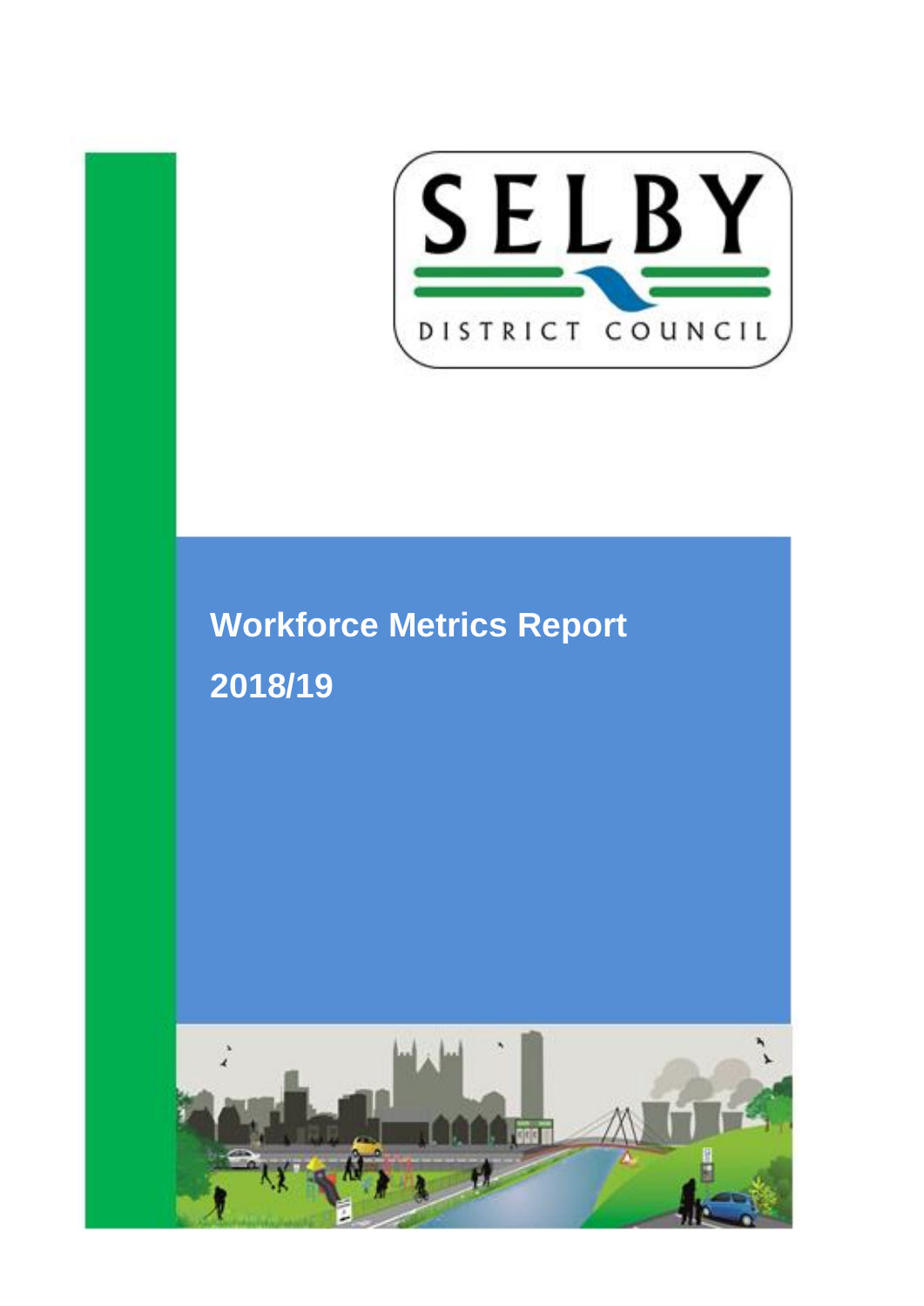SELBY

DISTRICT COUNCIL

# Workforce Metrics Report

# 2018/19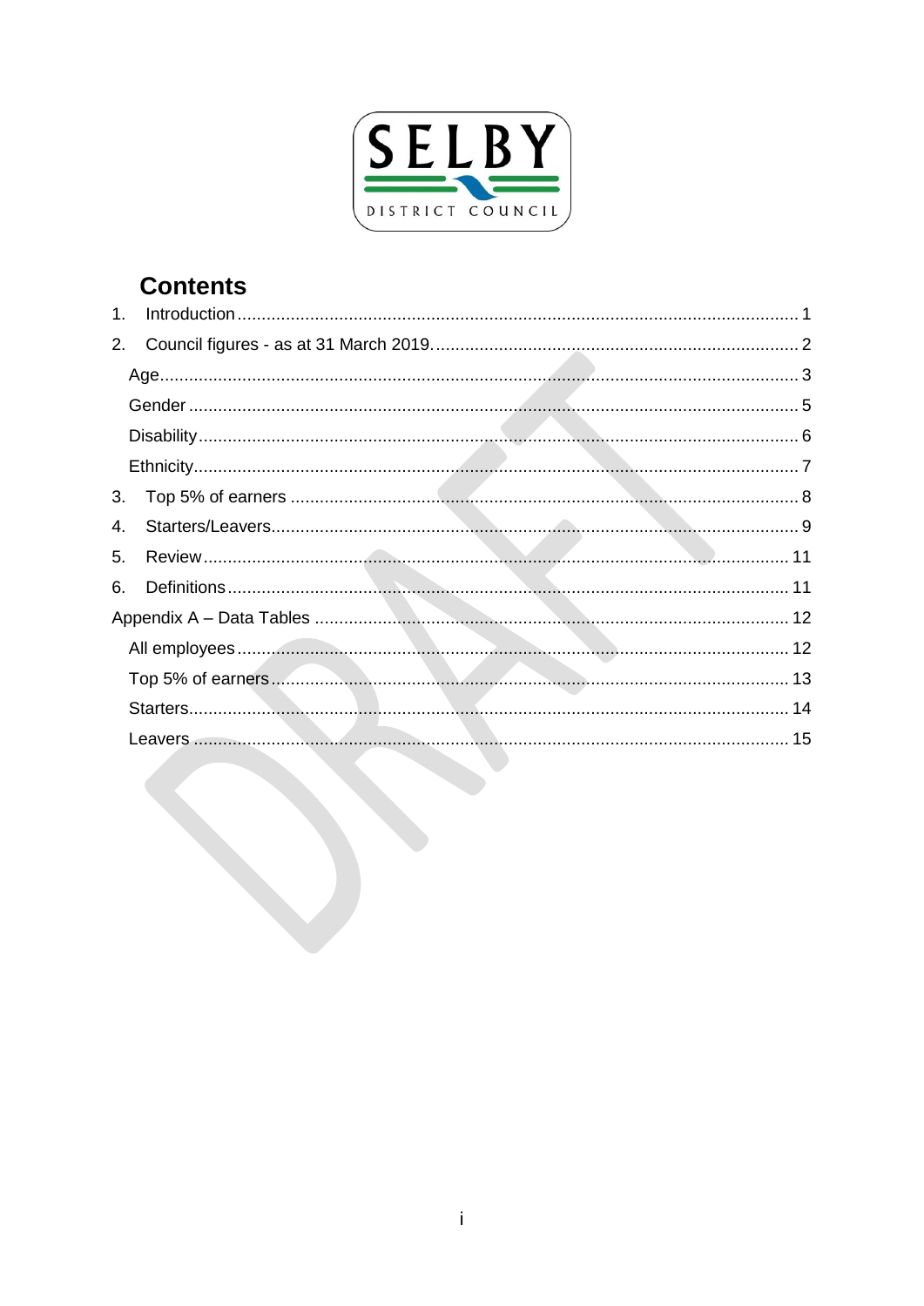## Contents

1. Introduction ........ 1
2. Council figures - as at 31 March 2019. ........ 2
   - Age ........ 3
   - Gender ........ 5
   - Disability ........ 6
   - Ethnicity ........ 7
3. Top 5% of earners ........ 8
4. Starters/Leavers ........ 9
5. Review ........ 11
6. Definitions ........ 11

Appendix A – Data Tables ........ 12

- All employees ........ 12
- Top 5% of earners ........ 13
- Starters ........ 14
- Leavers ........ 15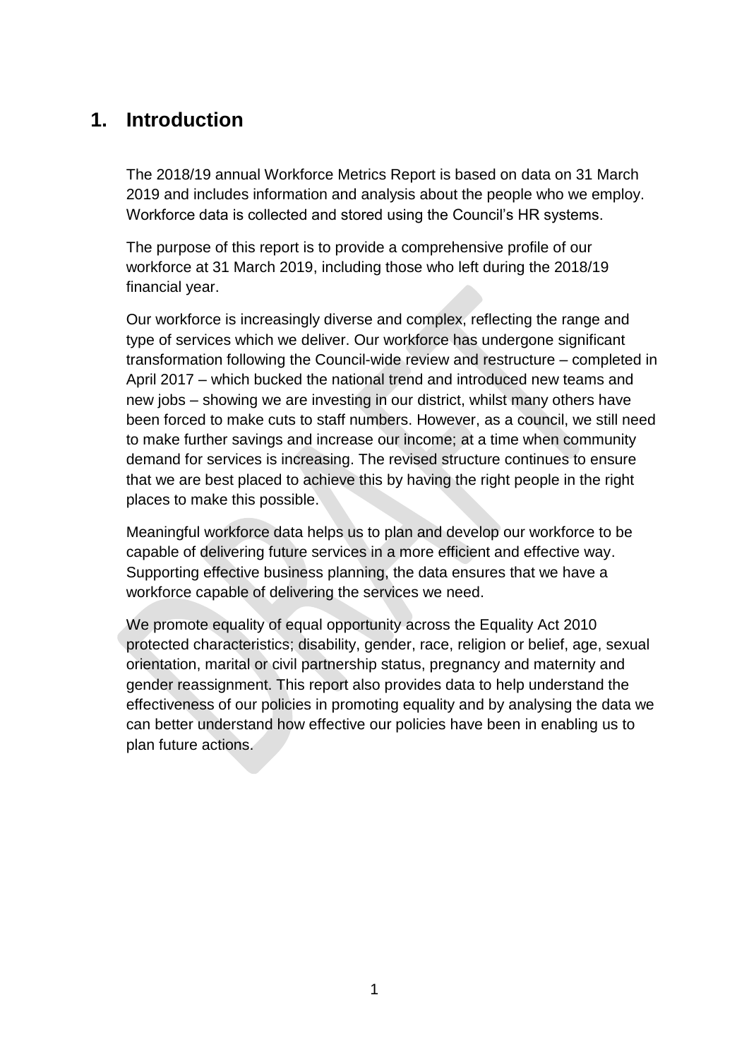# 1. Introduction

The 2018/19 annual Workforce Metrics Report is based on data on 31 March 2019 and includes information and analysis about the people who we employ. Workforce data is collected and stored using the Council's HR systems.

The purpose of this report is to provide a comprehensive profile of our workforce at 31 March 2019, including those who left during the 2018/19 financial year.

Our workforce is increasingly diverse and complex, reflecting the range and type of services which we deliver. Our workforce has undergone significant transformation following the Council-wide review and restructure – completed in April 2017 – which bucked the national trend and introduced new teams and new jobs – showing we are investing in our district, whilst many others have been forced to make cuts to staff numbers. However, as a council, we still need to make further savings and increase our income; at a time when community demand for services is increasing. The revised structure continues to ensure that we are best placed to achieve this by having the right people in the right places to make this possible.

Meaningful workforce data helps us to plan and develop our workforce to be capable of delivering future services in a more efficient and effective way. Supporting effective business planning, the data ensures that we have a workforce capable of delivering the services we need.

We promote equality of equal opportunity across the Equality Act 2010 protected characteristics; disability, gender, race, religion or belief, age, sexual orientation, marital or civil partnership status, pregnancy and maternity and gender reassignment. This report also provides data to help understand the effectiveness of our policies in promoting equality and by analysing the data we can better understand how effective our policies have been in enabling us to plan future actions.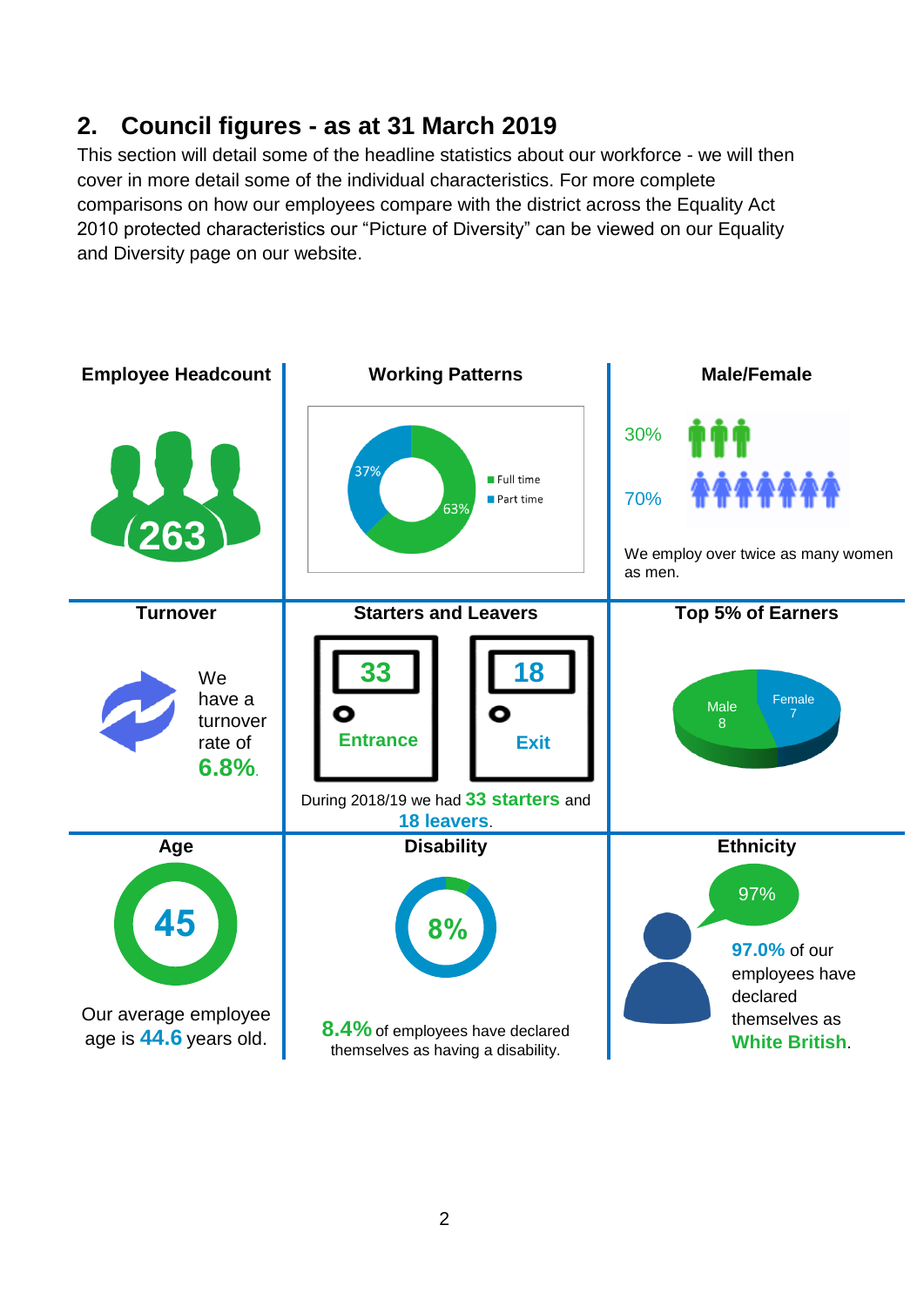## 2. Council figures - as at 31 March 2019

This section will detail some of the headline statistics about our workforce - we will then cover in more detail some of the individual characteristics. For more complete comparisons on how our employees compare with the district across the Equality Act 2010 protected characteristics our "Picture of Diversity" can be viewed on our Equality and Diversity page on our website.

### Employee Headcount

263

### Working Patterns

37%

63%

Full time

Part time

### Male/Female

30%

70%

We employ over twice as many women as men.

### Turnover

We have a turnover rate of **6.8%**.

### Starters and Leavers

33

Entrance

18

Exit

During 2018/19 we had **33 starters** and **18 leavers**.

### Top 5% of Earners

Male 8

Female 7

### Age

45

Our average employee age is **44.6** years old.

### Disability

8%

**8.4%** of employees have declared themselves as having a disability.

### Ethnicity

97%

**97.0%** of our employees have declared themselves as **White British**.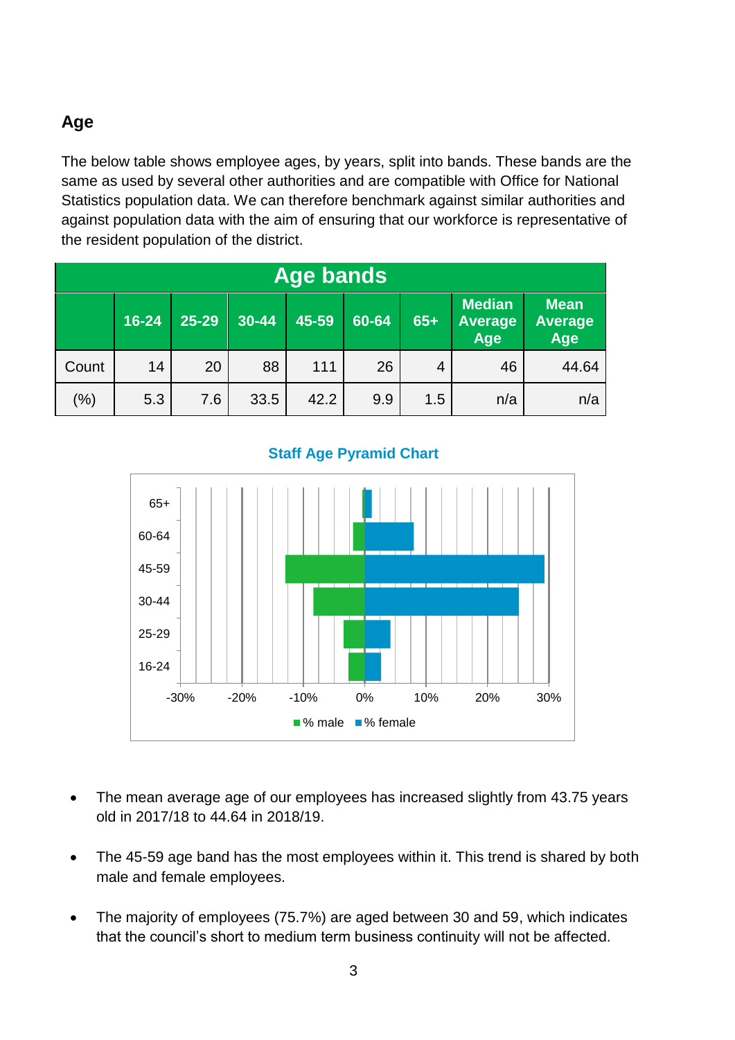## Age

The below table shows employee ages, by years, split into bands. These bands are the same as used by several other authorities and are compatible with Office for National Statistics population data. We can therefore benchmark against similar authorities and against population data with the aim of ensuring that our workforce is representative of the resident population of the district.

| Age bands | | | | | | | | |
|---|---|---|---|---|---|---|---|---|
| | 16-24 | 25-29 | 30-44 | 45-59 | 60-64 | 65+ | Median Average Age | Mean Average Age |
| Count | 14 | 20 | 88 | 111 | 26 | 4 | 46 | 44.64 |
| (%) | 5.3 | 7.6 | 33.5 | 42.2 | 9.9 | 1.5 | n/a | n/a |

Staff Age Pyramid Chart

65+
60-64
45-59
30-44
25-29
16-24

-30% -20% -10% 0% 10% 20% 30%

% male % female

- The mean average age of our employees has increased slightly from 43.75 years old in 2017/18 to 44.64 in 2018/19.
- The 45-59 age band has the most employees within it. This trend is shared by both male and female employees.
- The majority of employees (75.7%) are aged between 30 and 59, which indicates that the council's short to medium term business continuity will not be affected.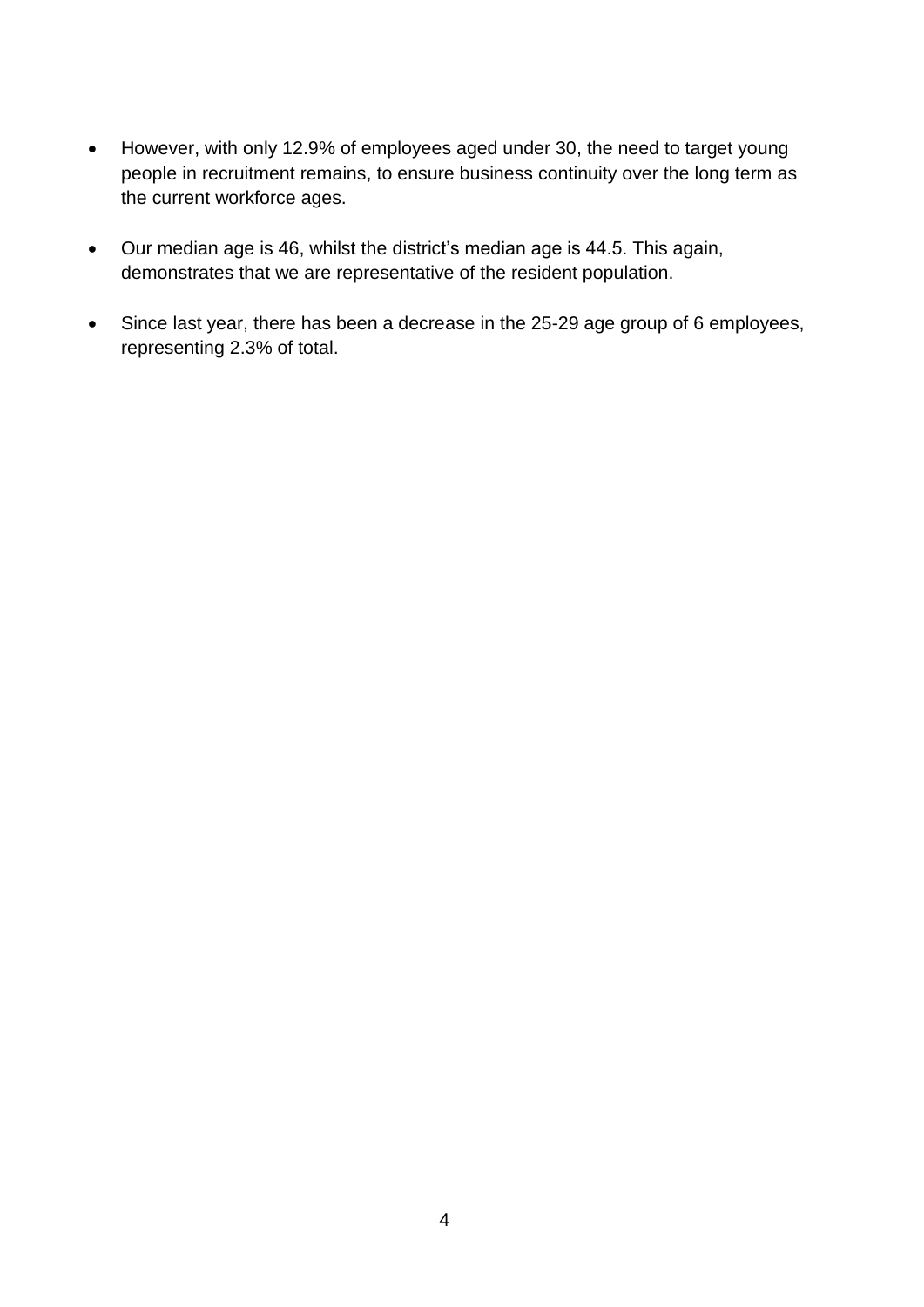- However, with only 12.9% of employees aged under 30, the need to target young people in recruitment remains, to ensure business continuity over the long term as the current workforce ages.

- Our median age is 46, whilst the district's median age is 44.5. This again, demonstrates that we are representative of the resident population.

- Since last year, there has been a decrease in the 25-29 age group of 6 employees, representing 2.3% of total.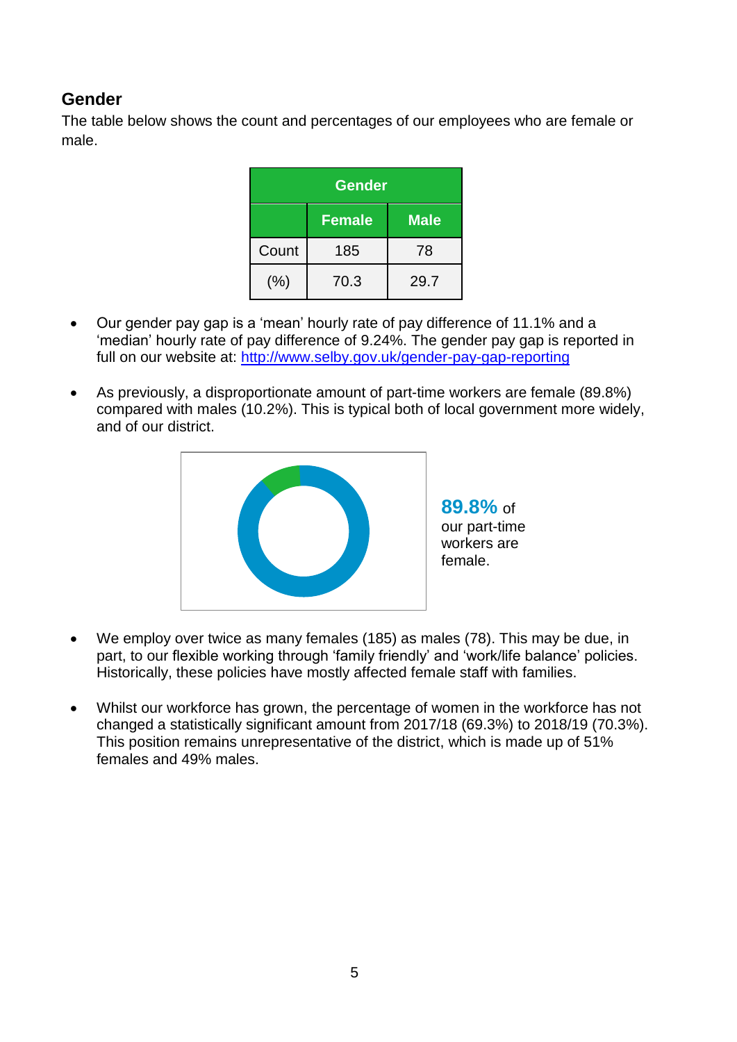## Gender

The table below shows the count and percentages of our employees who are female or male.

| Gender | | |
|---|---|---|
| | Female | Male |
| Count | 185 | 78 |
| (%) | 70.3 | 29.7 |

- Our gender pay gap is a 'mean' hourly rate of pay difference of 11.1% and a 'median' hourly rate of pay difference of 9.24%. The gender pay gap is reported in full on our website at: http://www.selby.gov.uk/gender-pay-gap-reporting

- As previously, a disproportionate amount of part-time workers are female (89.8%) compared with males (10.2%). This is typical both of local government more widely, and of our district.

**89.8%** of our part-time workers are female.

- We employ over twice as many females (185) as males (78). This may be due, in part, to our flexible working through 'family friendly' and 'work/life balance' policies. Historically, these policies have mostly affected female staff with families.

- Whilst our workforce has grown, the percentage of women in the workforce has not changed a statistically significant amount from 2017/18 (69.3%) to 2018/19 (70.3%). This position remains unrepresentative of the district, which is made up of 51% females and 49% males.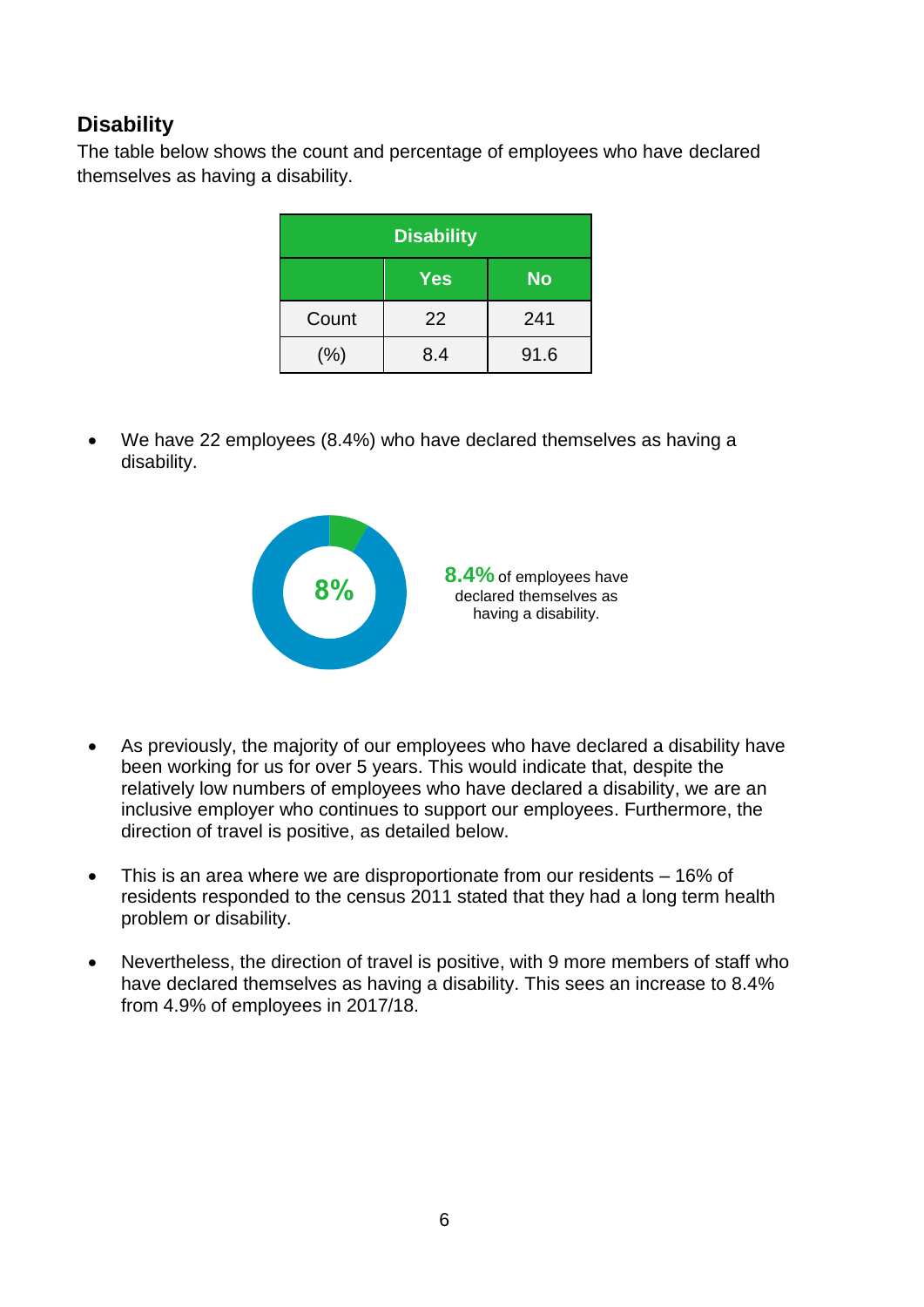## Disability

The table below shows the count and percentage of employees who have declared themselves as having a disability.

| Disability | | |
|---|---|---|
| | **Yes** | **No** |
| Count | 22 | 241 |
| (%) | 8.4 | 91.6 |

- We have 22 employees (8.4%) who have declared themselves as having a disability.

8%

**8.4%** of employees have declared themselves as having a disability.

- As previously, the majority of our employees who have declared a disability have been working for us for over 5 years. This would indicate that, despite the relatively low numbers of employees who have declared a disability, we are an inclusive employer who continues to support our employees. Furthermore, the direction of travel is positive, as detailed below.

- This is an area where we are disproportionate from our residents – 16% of residents responded to the census 2011 stated that they had a long term health problem or disability.

- Nevertheless, the direction of travel is positive, with 9 more members of staff who have declared themselves as having a disability. This sees an increase to 8.4% from 4.9% of employees in 2017/18.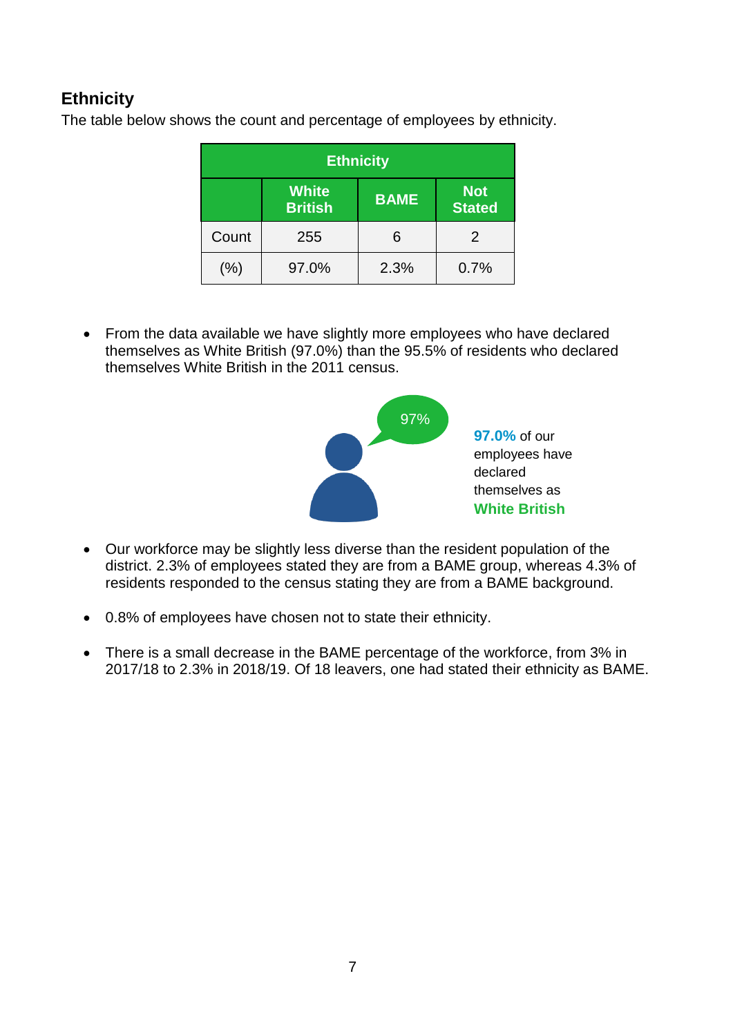## Ethnicity

The table below shows the count and percentage of employees by ethnicity.

| Ethnicity | | | |
|---|---|---|---|
| | White British | BAME | Not Stated |
| Count | 255 | 6 | 2 |
| (%) | 97.0% | 2.3% | 0.7% |

- From the data available we have slightly more employees who have declared themselves as White British (97.0%) than the 95.5% of residents who declared themselves White British in the 2011 census.

97%

**97.0%** of our employees have declared themselves as **White British**

- Our workforce may be slightly less diverse than the resident population of the district. 2.3% of employees stated they are from a BAME group, whereas 4.3% of residents responded to the census stating they are from a BAME background.

- 0.8% of employees have chosen not to state their ethnicity.

- There is a small decrease in the BAME percentage of the workforce, from 3% in 2017/18 to 2.3% in 2018/19. Of 18 leavers, one had stated their ethnicity as BAME.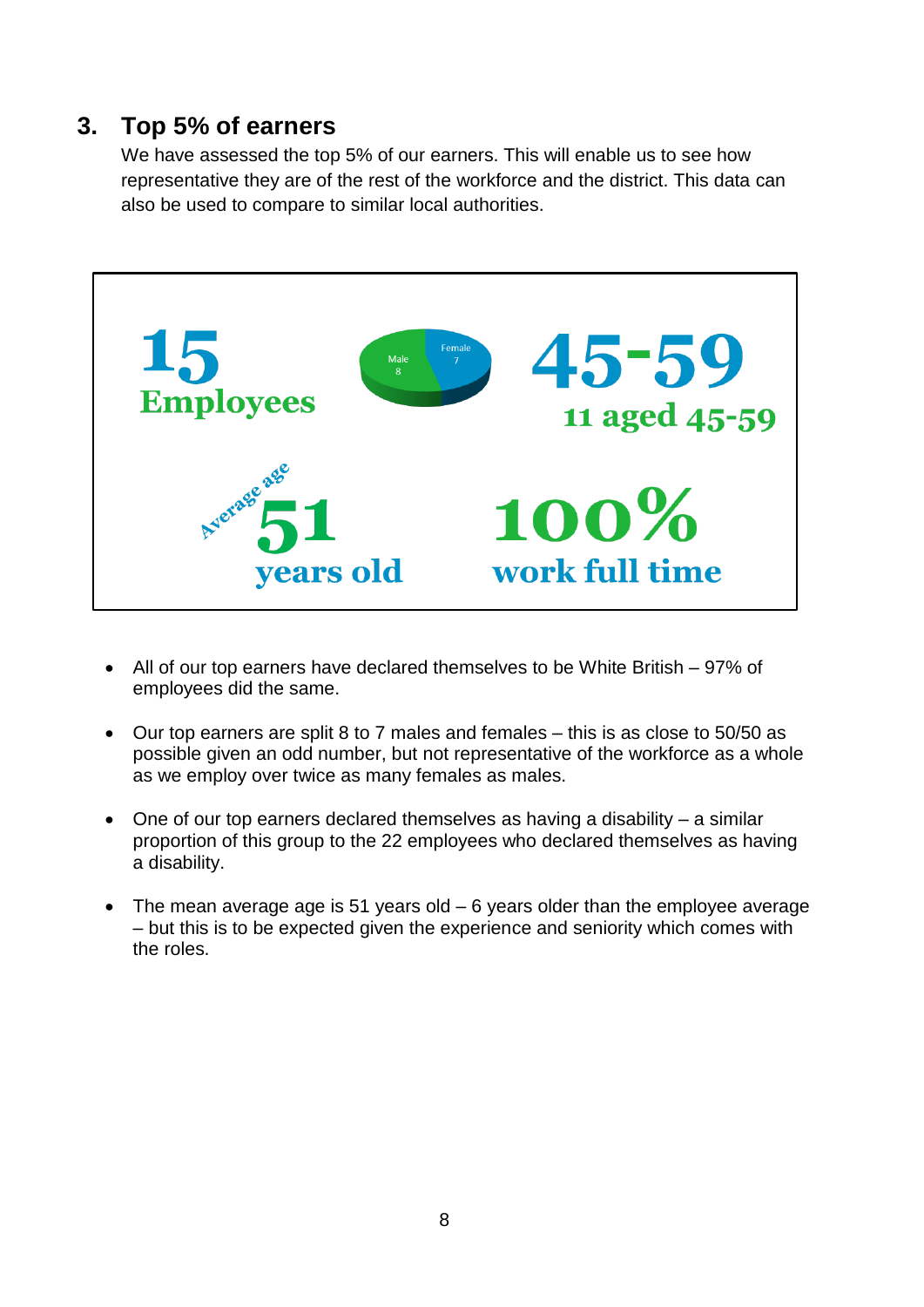## 3. Top 5% of earners

We have assessed the top 5% of our earners. This will enable us to see how representative they are of the rest of the workforce and the district. This data can also be used to compare to similar local authorities.

15
Employees

Male
8

Female
7

45-59
11 aged 45-59

Average age
51
years old

100%
work full time

- All of our top earners have declared themselves to be White British – 97% of employees did the same.
- Our top earners are split 8 to 7 males and females – this is as close to 50/50 as possible given an odd number, but not representative of the workforce as a whole as we employ over twice as many females as males.
- One of our top earners declared themselves as having a disability – a similar proportion of this group to the 22 employees who declared themselves as having a disability.
- The mean average age is 51 years old – 6 years older than the employee average – but this is to be expected given the experience and seniority which comes with the roles.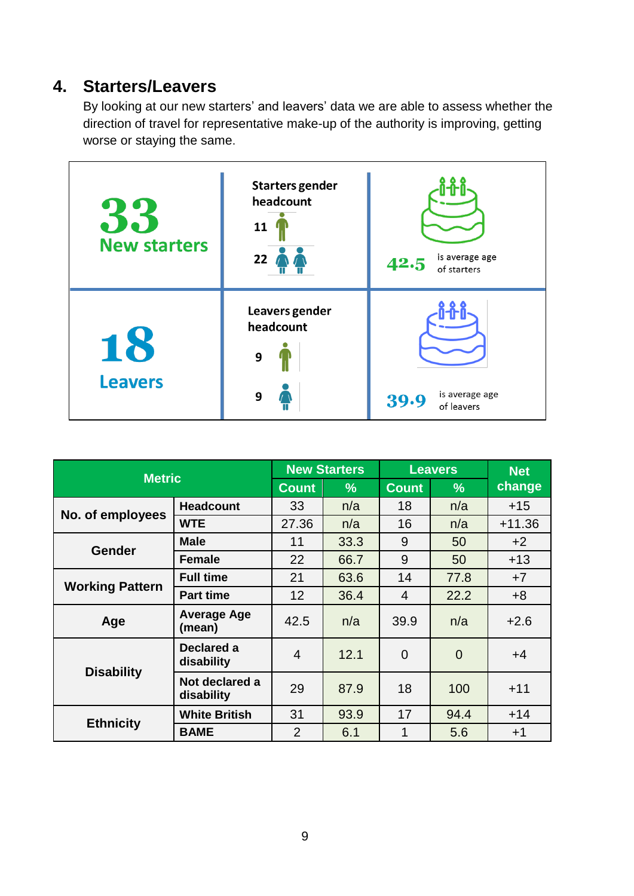## 4. Starters/Leavers

By looking at our new starters' and leavers' data we are able to assess whether the direction of travel for representative make-up of the authority is improving, getting worse or staying the same.

**33** New starters

Starters gender headcount

11

22

42.5 is average age of starters

**18** Leavers

Leavers gender headcount

9

9

39.9 is average age of leavers

| Metric | | New Starters | | Leavers | | Net change |
|---|---|---|---|---|---|---|
| | | Count | % | Count | % | |
| No. of employees | Headcount | 33 | n/a | 18 | n/a | +15 |
| | WTE | 27.36 | n/a | 16 | n/a | +11.36 |
| Gender | Male | 11 | 33.3 | 9 | 50 | +2 |
| | Female | 22 | 66.7 | 9 | 50 | +13 |
| Working Pattern | Full time | 21 | 63.6 | 14 | 77.8 | +7 |
| | Part time | 12 | 36.4 | 4 | 22.2 | +8 |
| Age | Average Age (mean) | 42.5 | n/a | 39.9 | n/a | +2.6 |
| Disability | Declared a disability | 4 | 12.1 | 0 | 0 | +4 |
| | Not declared a disability | 29 | 87.9 | 18 | 100 | +11 |
| Ethnicity | White British | 31 | 93.9 | 17 | 94.4 | +14 |
| | BAME | 2 | 6.1 | 1 | 5.6 | +1 |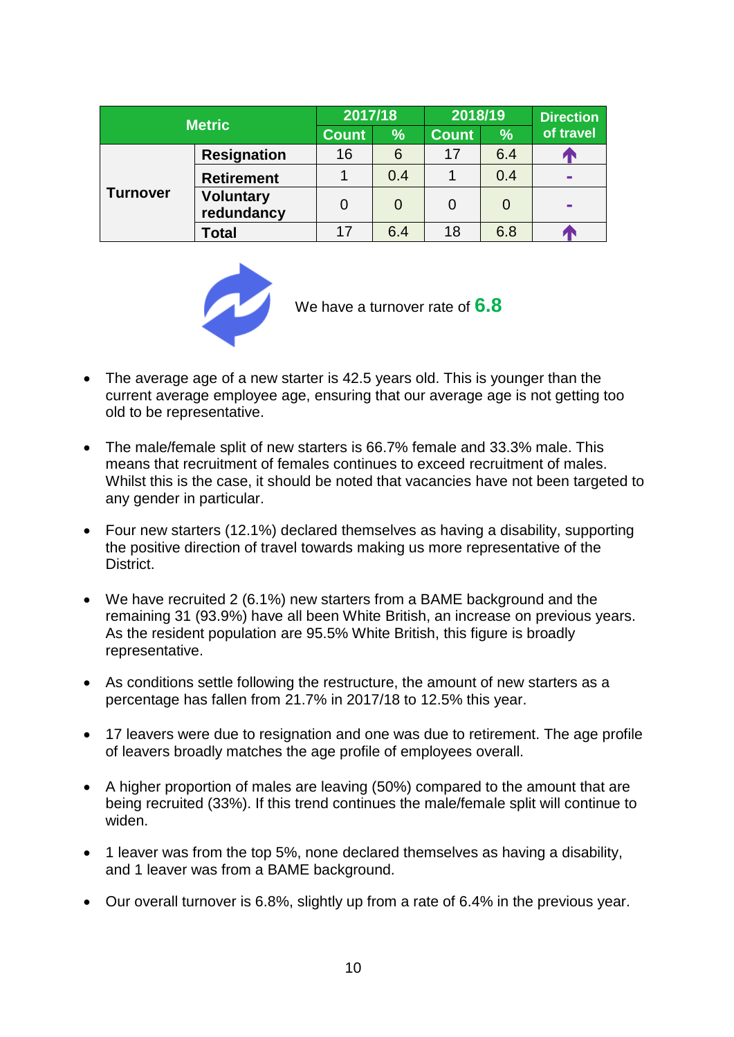| Metric | | 2017/18 | | 2018/19 | | Direction of travel |
|---|---|---|---|---|---|---|
| | | Count | % | Count | % | |
| Turnover | Resignation | 16 | 6 | 17 | 6.4 | ↑ |
| | Retirement | 1 | 0.4 | 1 | 0.4 | - |
| | Voluntary redundancy | 0 | 0 | 0 | 0 | - |
| | Total | 17 | 6.4 | 18 | 6.8 | ↑ |

We have a turnover rate of **6.8**

- The average age of a new starter is 42.5 years old. This is younger than the current average employee age, ensuring that our average age is not getting too old to be representative.

- The male/female split of new starters is 66.7% female and 33.3% male. This means that recruitment of females continues to exceed recruitment of males. Whilst this is the case, it should be noted that vacancies have not been targeted to any gender in particular.

- Four new starters (12.1%) declared themselves as having a disability, supporting the positive direction of travel towards making us more representative of the District.

- We have recruited 2 (6.1%) new starters from a BAME background and the remaining 31 (93.9%) have all been White British, an increase on previous years. As the resident population are 95.5% White British, this figure is broadly representative.

- As conditions settle following the restructure, the amount of new starters as a percentage has fallen from 21.7% in 2017/18 to 12.5% this year.

- 17 leavers were due to resignation and one was due to retirement. The age profile of leavers broadly matches the age profile of employees overall.

- A higher proportion of males are leaving (50%) compared to the amount that are being recruited (33%). If this trend continues the male/female split will continue to widen.

- 1 leaver was from the top 5%, none declared themselves as having a disability, and 1 leaver was from a BAME background.

- Our overall turnover is 6.8%, slightly up from a rate of 6.4% in the previous year.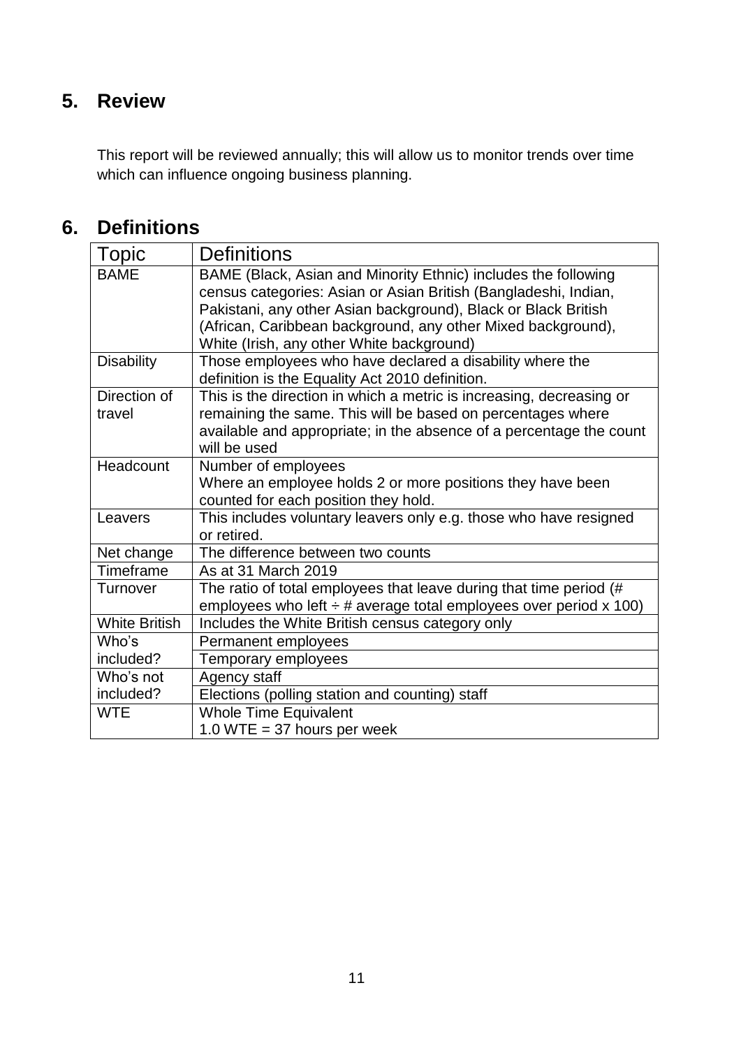## 5. Review

This report will be reviewed annually; this will allow us to monitor trends over time which can influence ongoing business planning.

## 6. Definitions

| Topic | Definitions |
|---|---|
| BAME | BAME (Black, Asian and Minority Ethnic) includes the following census categories: Asian or Asian British (Bangladeshi, Indian, Pakistani, any other Asian background), Black or Black British (African, Caribbean background, any other Mixed background), White (Irish, any other White background) |
| Disability | Those employees who have declared a disability where the definition is the Equality Act 2010 definition. |
| Direction of travel | This is the direction in which a metric is increasing, decreasing or remaining the same. This will be based on percentages where available and appropriate; in the absence of a percentage the count will be used |
| Headcount | Number of employees<br>Where an employee holds 2 or more positions they have been counted for each position they hold. |
| Leavers | This includes voluntary leavers only e.g. those who have resigned or retired. |
| Net change | The difference between two counts |
| Timeframe | As at 31 March 2019 |
| Turnover | The ratio of total employees that leave during that time period (# employees who left ÷ # average total employees over period x 100) |
| White British | Includes the White British census category only |
| Who's included? | Permanent employees |
| | Temporary employees |
| Who's not included? | Agency staff |
| | Elections (polling station and counting) staff |
| WTE | Whole Time Equivalent<br>1.0 WTE = 37 hours per week |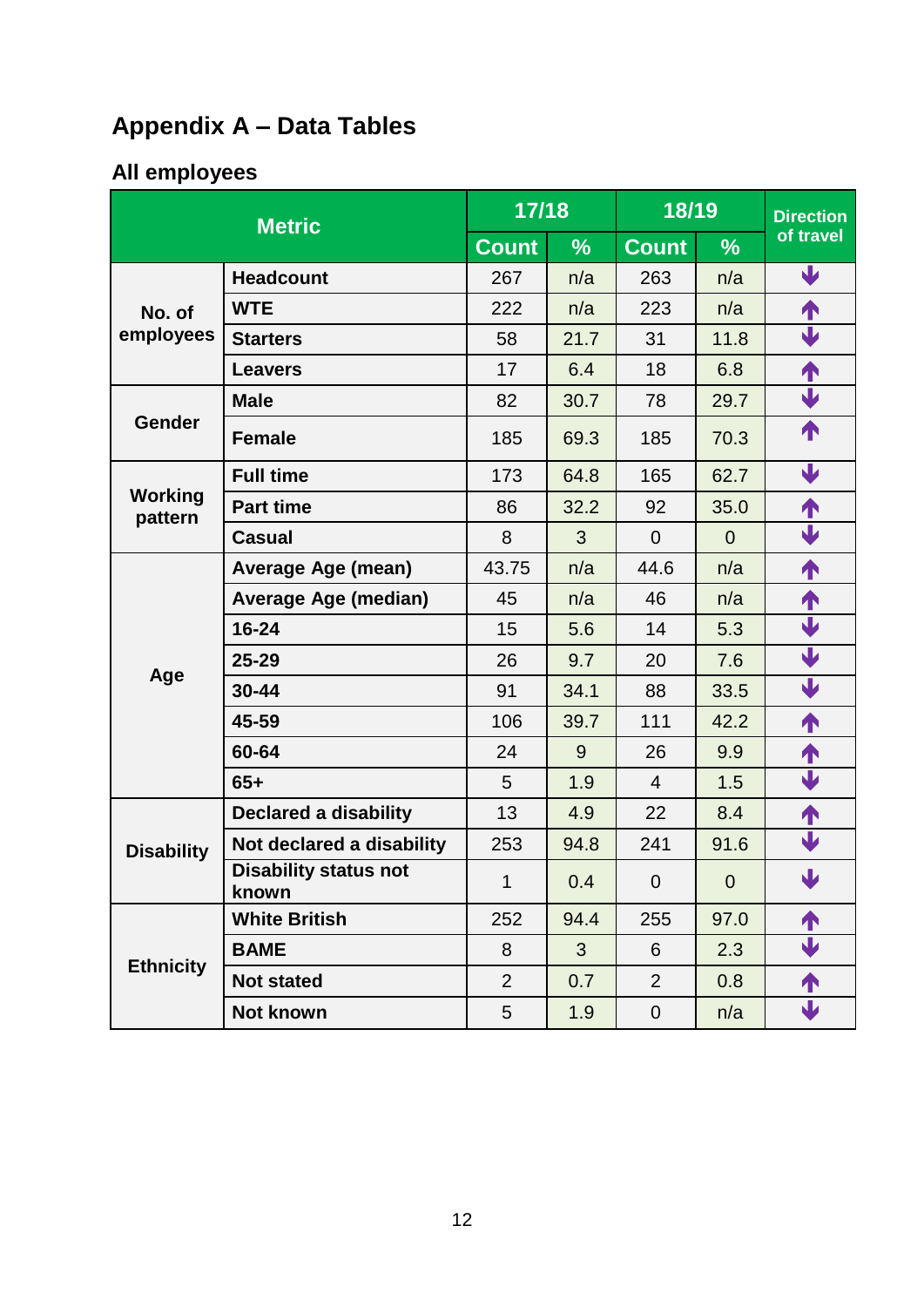# Appendix A – Data Tables

## All employees

| Metric | | 17/18 | | 18/19 | | Direction of travel |
|---|---|---|---|---|---|---|
| | | Count | % | Count | % | |
| No. of employees | Headcount | 267 | n/a | 263 | n/a | ↓ |
| | WTE | 222 | n/a | 223 | n/a | ↑ |
| | Starters | 58 | 21.7 | 31 | 11.8 | ↓ |
| | Leavers | 17 | 6.4 | 18 | 6.8 | ↑ |
| Gender | Male | 82 | 30.7 | 78 | 29.7 | ↓ |
| | Female | 185 | 69.3 | 185 | 70.3 | ↑ |
| Working pattern | Full time | 173 | 64.8 | 165 | 62.7 | ↓ |
| | Part time | 86 | 32.2 | 92 | 35.0 | ↑ |
| | Casual | 8 | 3 | 0 | 0 | ↓ |
| Age | Average Age (mean) | 43.75 | n/a | 44.6 | n/a | ↑ |
| | Average Age (median) | 45 | n/a | 46 | n/a | ↑ |
| | 16-24 | 15 | 5.6 | 14 | 5.3 | ↓ |
| | 25-29 | 26 | 9.7 | 20 | 7.6 | ↓ |
| | 30-44 | 91 | 34.1 | 88 | 33.5 | ↓ |
| | 45-59 | 106 | 39.7 | 111 | 42.2 | ↑ |
| | 60-64 | 24 | 9 | 26 | 9.9 | ↑ |
| | 65+ | 5 | 1.9 | 4 | 1.5 | ↓ |
| Disability | Declared a disability | 13 | 4.9 | 22 | 8.4 | ↑ |
| | Not declared a disability | 253 | 94.8 | 241 | 91.6 | ↓ |
| | Disability status not known | 1 | 0.4 | 0 | 0 | ↓ |
| Ethnicity | White British | 252 | 94.4 | 255 | 97.0 | ↑ |
| | BAME | 8 | 3 | 6 | 2.3 | ↓ |
| | Not stated | 2 | 0.7 | 2 | 0.8 | ↑ |
| | Not known | 5 | 1.9 | 0 | n/a | ↓ |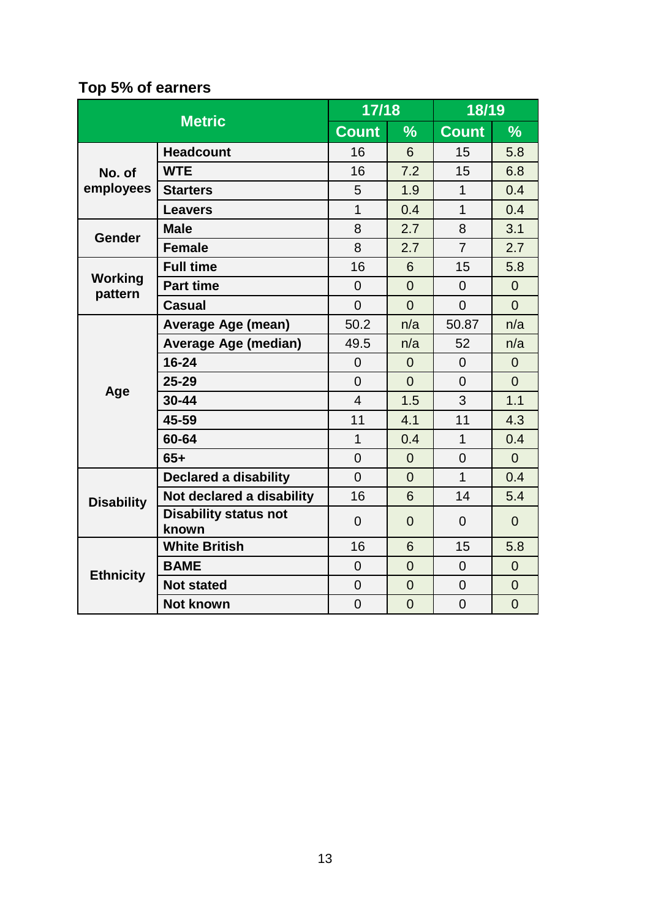## Top 5% of earners

| Metric | | 17/18 | | 18/19 | |
|---|---|---|---|---|---|
| | | Count | % | Count | % |
| No. of employees | Headcount | 16 | 6 | 15 | 5.8 |
| | WTE | 16 | 7.2 | 15 | 6.8 |
| | Starters | 5 | 1.9 | 1 | 0.4 |
| | Leavers | 1 | 0.4 | 1 | 0.4 |
| Gender | Male | 8 | 2.7 | 8 | 3.1 |
| | Female | 8 | 2.7 | 7 | 2.7 |
| Working pattern | Full time | 16 | 6 | 15 | 5.8 |
| | Part time | 0 | 0 | 0 | 0 |
| | Casual | 0 | 0 | 0 | 0 |
| Age | Average Age (mean) | 50.2 | n/a | 50.87 | n/a |
| | Average Age (median) | 49.5 | n/a | 52 | n/a |
| | 16-24 | 0 | 0 | 0 | 0 |
| | 25-29 | 0 | 0 | 0 | 0 |
| | 30-44 | 4 | 1.5 | 3 | 1.1 |
| | 45-59 | 11 | 4.1 | 11 | 4.3 |
| | 60-64 | 1 | 0.4 | 1 | 0.4 |
| | 65+ | 0 | 0 | 0 | 0 |
| Disability | Declared a disability | 0 | 0 | 1 | 0.4 |
| | Not declared a disability | 16 | 6 | 14 | 5.4 |
| | Disability status not known | 0 | 0 | 0 | 0 |
| Ethnicity | White British | 16 | 6 | 15 | 5.8 |
| | BAME | 0 | 0 | 0 | 0 |
| | Not stated | 0 | 0 | 0 | 0 |
| | Not known | 0 | 0 | 0 | 0 |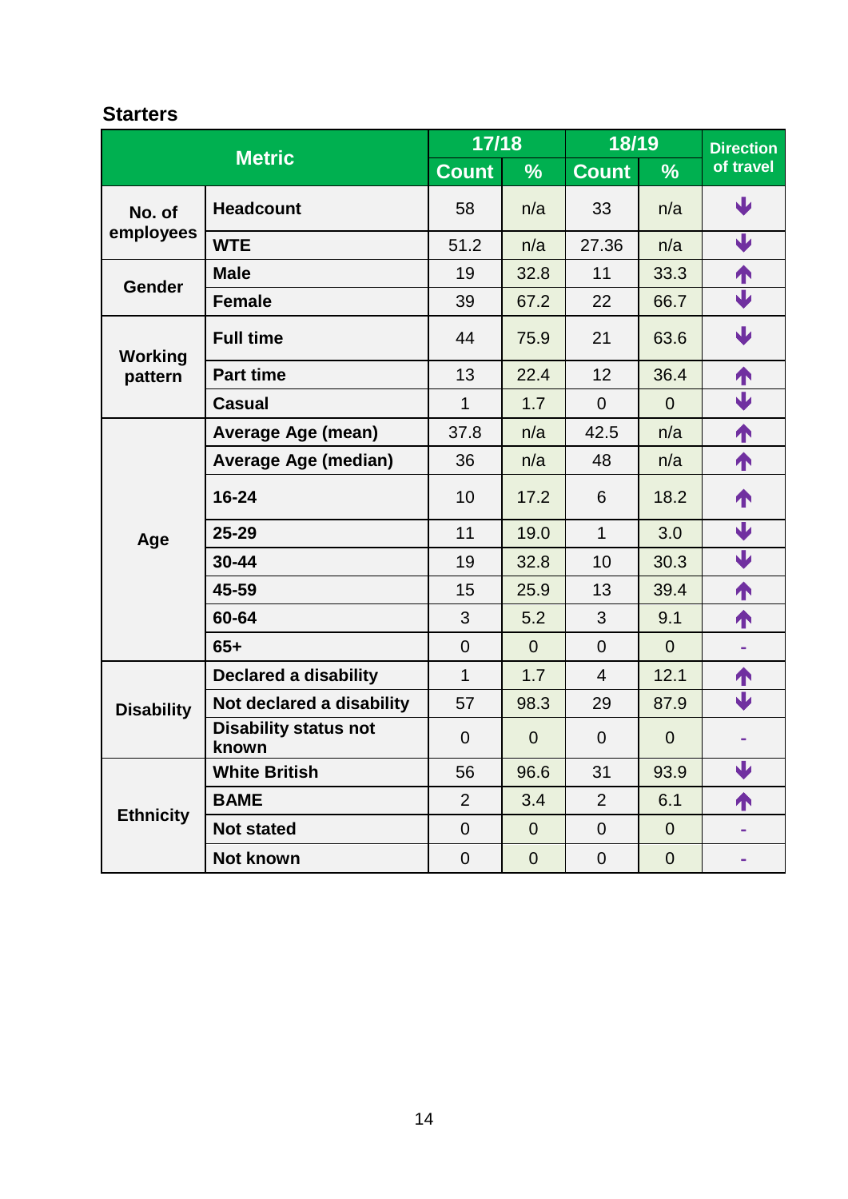### Starters

| Metric | | 17/18 | | 18/19 | | Direction of travel |
|---|---|---|---|---|---|---|
| | | Count | % | Count | % | |
| No. of employees | Headcount | 58 | n/a | 33 | n/a | ↓ |
| | WTE | 51.2 | n/a | 27.36 | n/a | ↓ |
| Gender | Male | 19 | 32.8 | 11 | 33.3 | ↑ |
| | Female | 39 | 67.2 | 22 | 66.7 | ↓ |
| Working pattern | Full time | 44 | 75.9 | 21 | 63.6 | ↓ |
| | Part time | 13 | 22.4 | 12 | 36.4 | ↑ |
| | Casual | 1 | 1.7 | 0 | 0 | ↓ |
| Age | Average Age (mean) | 37.8 | n/a | 42.5 | n/a | ↑ |
| | Average Age (median) | 36 | n/a | 48 | n/a | ↑ |
| | 16-24 | 10 | 17.2 | 6 | 18.2 | ↑ |
| | 25-29 | 11 | 19.0 | 1 | 3.0 | ↓ |
| | 30-44 | 19 | 32.8 | 10 | 30.3 | ↓ |
| | 45-59 | 15 | 25.9 | 13 | 39.4 | ↑ |
| | 60-64 | 3 | 5.2 | 3 | 9.1 | ↑ |
| | 65+ | 0 | 0 | 0 | 0 | - |
| Disability | Declared a disability | 1 | 1.7 | 4 | 12.1 | ↑ |
| | Not declared a disability | 57 | 98.3 | 29 | 87.9 | ↓ |
| | Disability status not known | 0 | 0 | 0 | 0 | - |
| Ethnicity | White British | 56 | 96.6 | 31 | 93.9 | ↓ |
| | BAME | 2 | 3.4 | 2 | 6.1 | ↑ |
| | Not stated | 0 | 0 | 0 | 0 | - |
| | Not known | 0 | 0 | 0 | 0 | - |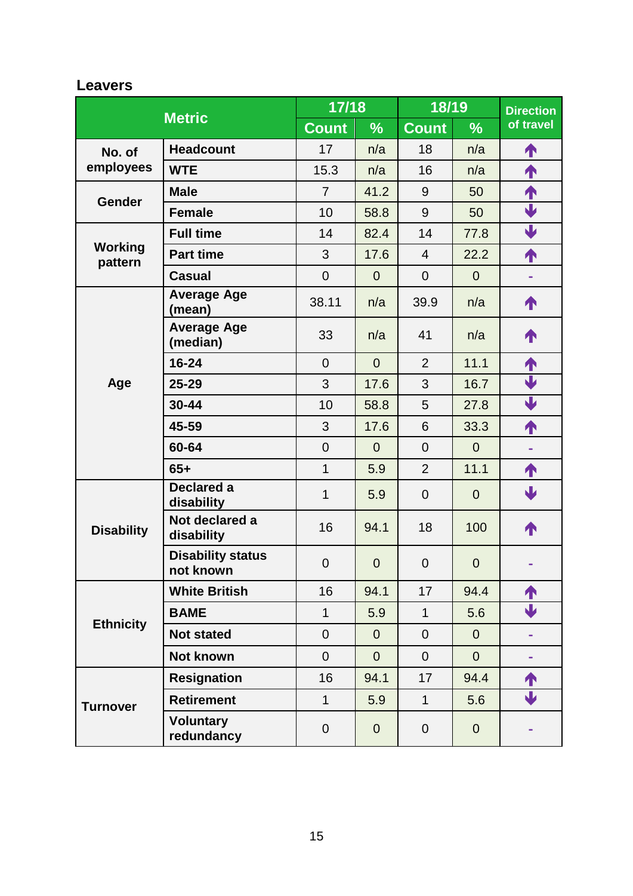## Leavers

| Metric | | 17/18 | | 18/19 | | Direction of travel |
|---|---|---|---|---|---|---|
| | | Count | % | Count | % | |
| No. of employees | Headcount | 17 | n/a | 18 | n/a | ↑ |
| | WTE | 15.3 | n/a | 16 | n/a | ↑ |
| Gender | Male | 7 | 41.2 | 9 | 50 | ↑ |
| | Female | 10 | 58.8 | 9 | 50 | ↓ |
| Working pattern | Full time | 14 | 82.4 | 14 | 77.8 | ↓ |
| | Part time | 3 | 17.6 | 4 | 22.2 | ↑ |
| | Casual | 0 | 0 | 0 | 0 | - |
| Age | Average Age (mean) | 38.11 | n/a | 39.9 | n/a | ↑ |
| | Average Age (median) | 33 | n/a | 41 | n/a | ↑ |
| | 16-24 | 0 | 0 | 2 | 11.1 | ↑ |
| | 25-29 | 3 | 17.6 | 3 | 16.7 | ↓ |
| | 30-44 | 10 | 58.8 | 5 | 27.8 | ↓ |
| | 45-59 | 3 | 17.6 | 6 | 33.3 | ↑ |
| | 60-64 | 0 | 0 | 0 | 0 | - |
| | 65+ | 1 | 5.9 | 2 | 11.1 | ↑ |
| Disability | Declared a disability | 1 | 5.9 | 0 | 0 | ↓ |
| | Not declared a disability | 16 | 94.1 | 18 | 100 | ↑ |
| | Disability status not known | 0 | 0 | 0 | 0 | - |
| Ethnicity | White British | 16 | 94.1 | 17 | 94.4 | ↑ |
| | BAME | 1 | 5.9 | 1 | 5.6 | ↓ |
| | Not stated | 0 | 0 | 0 | 0 | - |
| | Not known | 0 | 0 | 0 | 0 | - |
| Turnover | Resignation | 16 | 94.1 | 17 | 94.4 | ↑ |
| | Retirement | 1 | 5.9 | 1 | 5.6 | ↓ |
| | Voluntary redundancy | 0 | 0 | 0 | 0 | - |